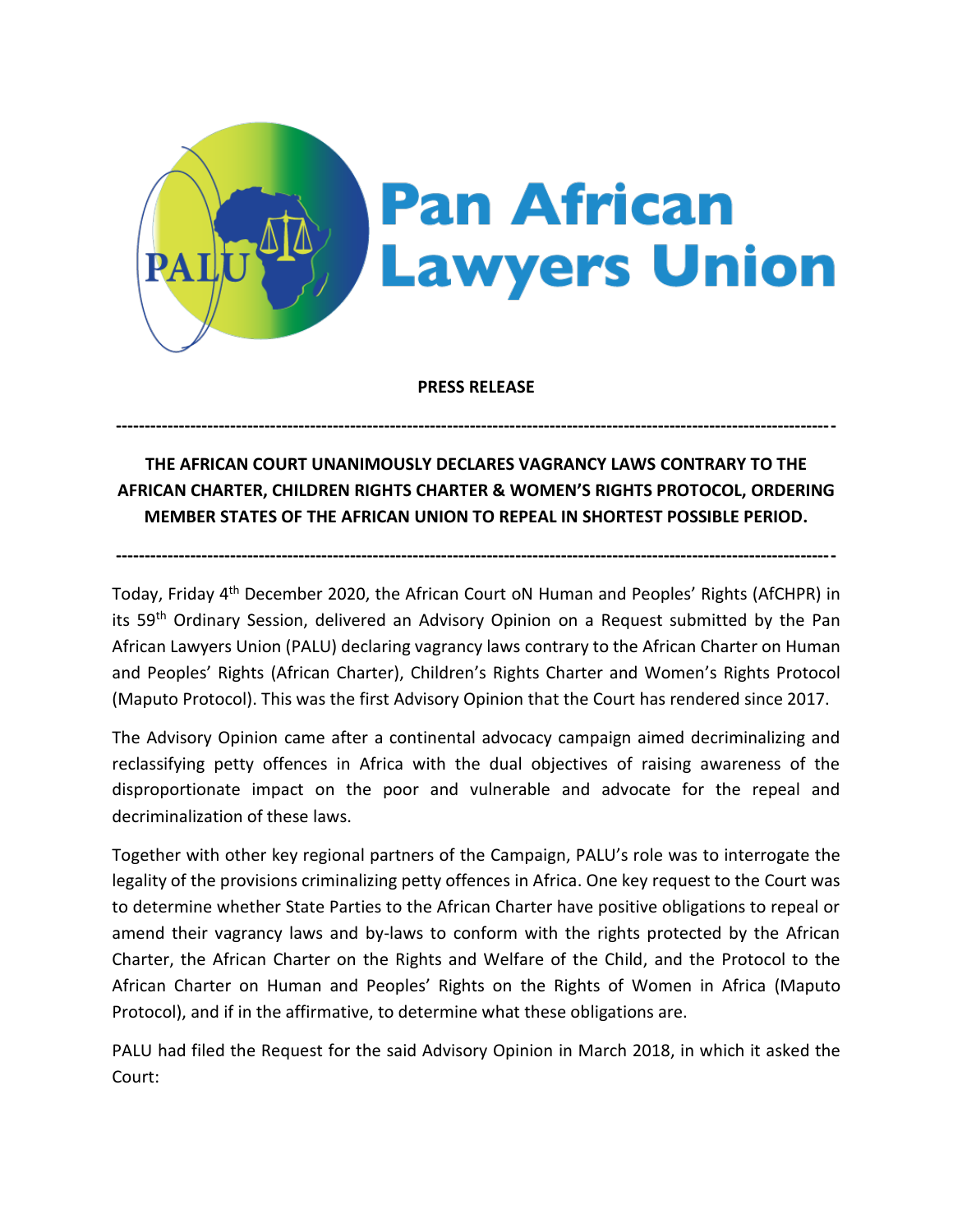Pan African Lawyers Union

**PRESS RELEASE**

---

**THE AFRICAN COURT UNANIMOUSLY DECLARES VAGRANCY LAWS CONTRARY TO THE AFRICAN CHARTER, CHILDREN RIGHTS CHARTER & WOMEN'S RIGHTS PROTOCOL, ORDERING MEMBER STATES OF THE AFRICAN UNION TO REPEAL IN SHORTEST POSSIBLE PERIOD.**

---

Today, Friday 4th December 2020, the African Court oN Human and Peoples' Rights (AfCHPR) in its 59th Ordinary Session, delivered an Advisory Opinion on a Request submitted by the Pan African Lawyers Union (PALU) declaring vagrancy laws contrary to the African Charter on Human and Peoples' Rights (African Charter), Children's Rights Charter and Women's Rights Protocol (Maputo Protocol). This was the first Advisory Opinion that the Court has rendered since 2017.

The Advisory Opinion came after a continental advocacy campaign aimed decriminalizing and reclassifying petty offences in Africa with the dual objectives of raising awareness of the disproportionate impact on the poor and vulnerable and advocate for the repeal and decriminalization of these laws.

Together with other key regional partners of the Campaign, PALU's role was to interrogate the legality of the provisions criminalizing petty offences in Africa. One key request to the Court was to determine whether State Parties to the African Charter have positive obligations to repeal or amend their vagrancy laws and by-laws to conform with the rights protected by the African Charter, the African Charter on the Rights and Welfare of the Child, and the Protocol to the African Charter on Human and Peoples' Rights on the Rights of Women in Africa (Maputo Protocol), and if in the affirmative, to determine what these obligations are.

PALU had filed the Request for the said Advisory Opinion in March 2018, in which it asked the Court: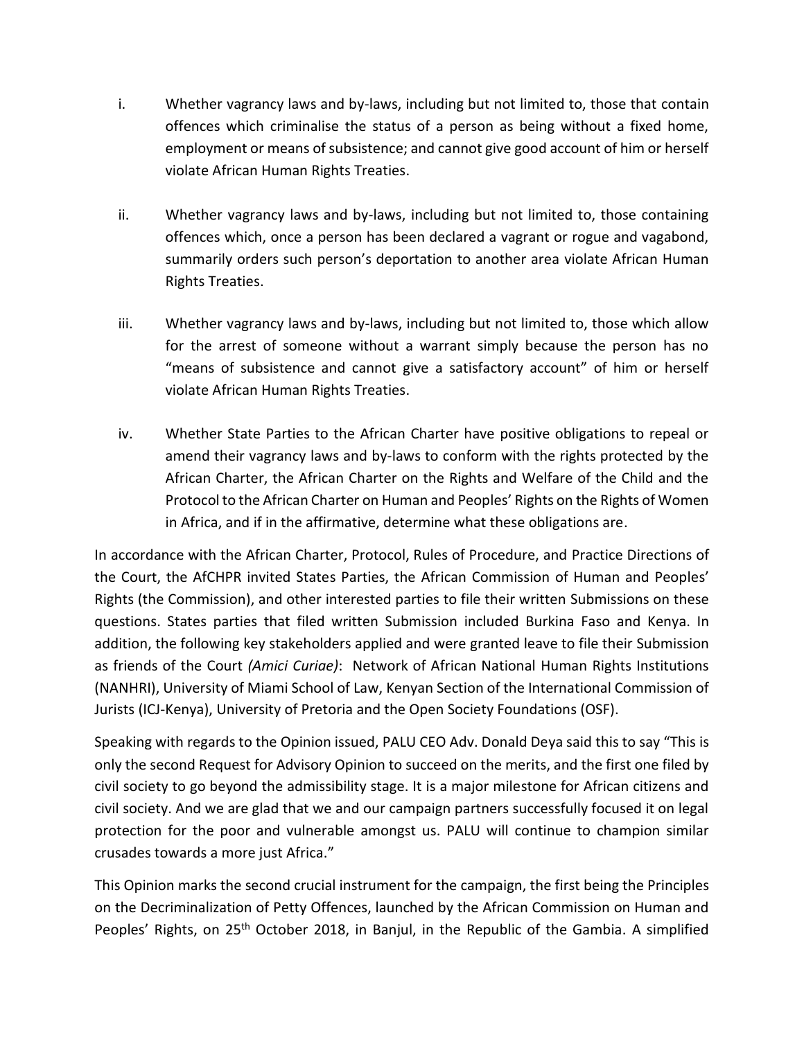i. Whether vagrancy laws and by-laws, including but not limited to, those that contain offences which criminalise the status of a person as being without a fixed home, employment or means of subsistence; and cannot give good account of him or herself violate African Human Rights Treaties.

ii. Whether vagrancy laws and by-laws, including but not limited to, those containing offences which, once a person has been declared a vagrant or rogue and vagabond, summarily orders such person's deportation to another area violate African Human Rights Treaties.

iii. Whether vagrancy laws and by-laws, including but not limited to, those which allow for the arrest of someone without a warrant simply because the person has no "means of subsistence and cannot give a satisfactory account" of him or herself violate African Human Rights Treaties.

iv. Whether State Parties to the African Charter have positive obligations to repeal or amend their vagrancy laws and by-laws to conform with the rights protected by the African Charter, the African Charter on the Rights and Welfare of the Child and the Protocol to the African Charter on Human and Peoples' Rights on the Rights of Women in Africa, and if in the affirmative, determine what these obligations are.

In accordance with the African Charter, Protocol, Rules of Procedure, and Practice Directions of the Court, the AfCHPR invited States Parties, the African Commission of Human and Peoples' Rights (the Commission), and other interested parties to file their written Submissions on these questions. States parties that filed written Submission included Burkina Faso and Kenya. In addition, the following key stakeholders applied and were granted leave to file their Submission as friends of the Court *(Amici Curiae)*: Network of African National Human Rights Institutions (NANHRI), University of Miami School of Law, Kenyan Section of the International Commission of Jurists (ICJ-Kenya), University of Pretoria and the Open Society Foundations (OSF).

Speaking with regards to the Opinion issued, PALU CEO Adv. Donald Deya said this to say "This is only the second Request for Advisory Opinion to succeed on the merits, and the first one filed by civil society to go beyond the admissibility stage. It is a major milestone for African citizens and civil society. And we are glad that we and our campaign partners successfully focused it on legal protection for the poor and vulnerable amongst us. PALU will continue to champion similar crusades towards a more just Africa."

This Opinion marks the second crucial instrument for the campaign, the first being the Principles on the Decriminalization of Petty Offences, launched by the African Commission on Human and Peoples' Rights, on 25th October 2018, in Banjul, in the Republic of the Gambia. A simplified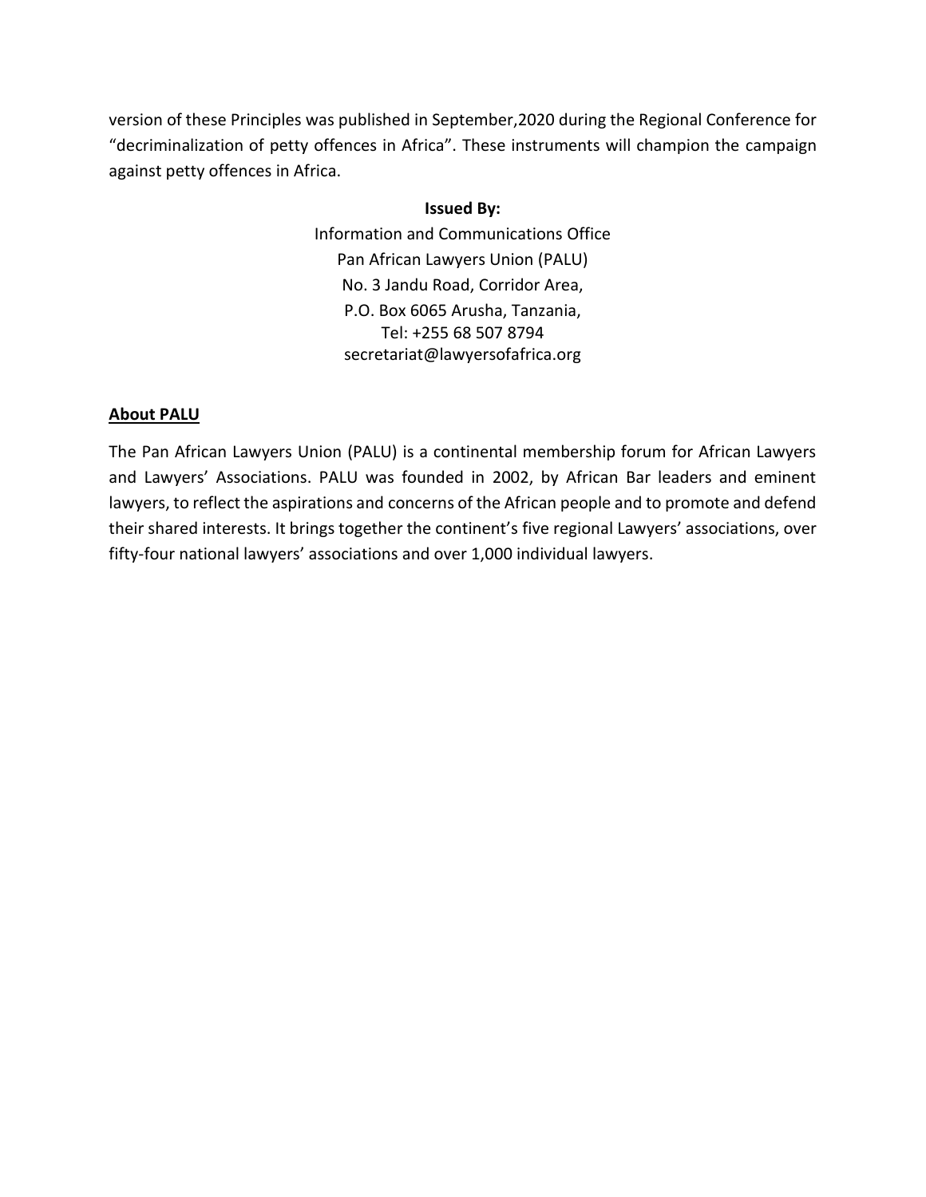version of these Principles was published in September,2020 during the Regional Conference for "decriminalization of petty offences in Africa". These instruments will champion the campaign against petty offences in Africa.

**Issued By:**

Information and Communications Office
Pan African Lawyers Union (PALU)
No. 3 Jandu Road, Corridor Area,
P.O. Box 6065 Arusha, Tanzania,
Tel: +255 68 507 8794
secretariat@lawyersofafrica.org

## About PALU

The Pan African Lawyers Union (PALU) is a continental membership forum for African Lawyers and Lawyers' Associations. PALU was founded in 2002, by African Bar leaders and eminent lawyers, to reflect the aspirations and concerns of the African people and to promote and defend their shared interests. It brings together the continent's five regional Lawyers' associations, over fifty-four national lawyers' associations and over 1,000 individual lawyers.